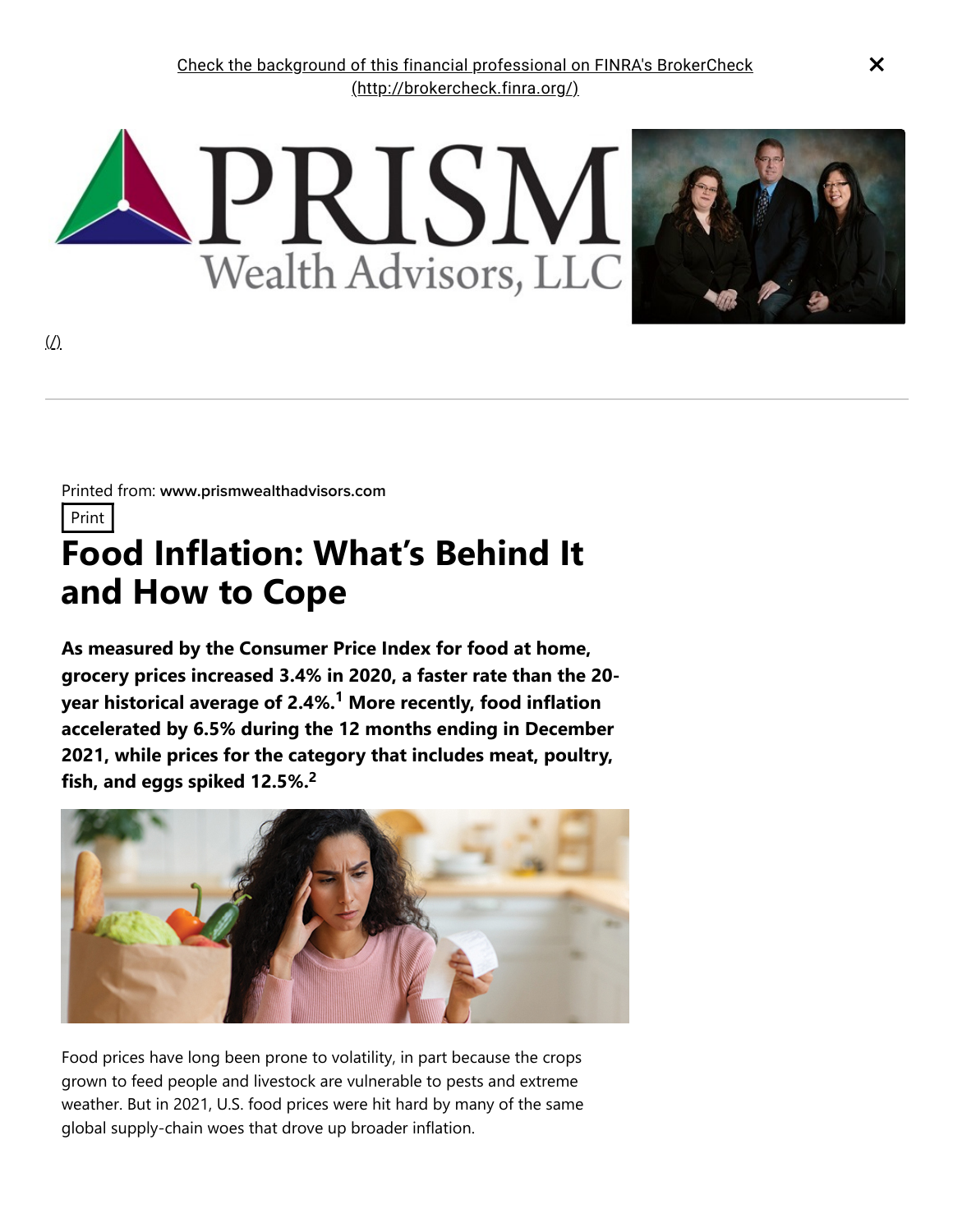Check the background of this financial professional on FINRA's BrokerCheck (http://brokercheck.finra.org/)

PRISM Wealth Advisors, LLC

(/)

Printed from: **www.prismwealthadvisors.com**

Print

# Food Inflation: What's Behind It and How to Cope

**As measured by the Consumer Price Index for food at home, grocery prices increased 3.4% in 2020, a faster rate than the 20-year historical average of 2.4%.[1] More recently, food inflation accelerated by 6.5% during the 12 months ending in December 2021, while prices for the category that includes meat, poultry, fish, and eggs spiked 12.5%.[2]**

Food prices have long been prone to volatility, in part because the crops grown to feed people and livestock are vulnerable to pests and extreme weather. But in 2021, U.S. food prices were hit hard by many of the same global supply-chain woes that drove up broader inflation.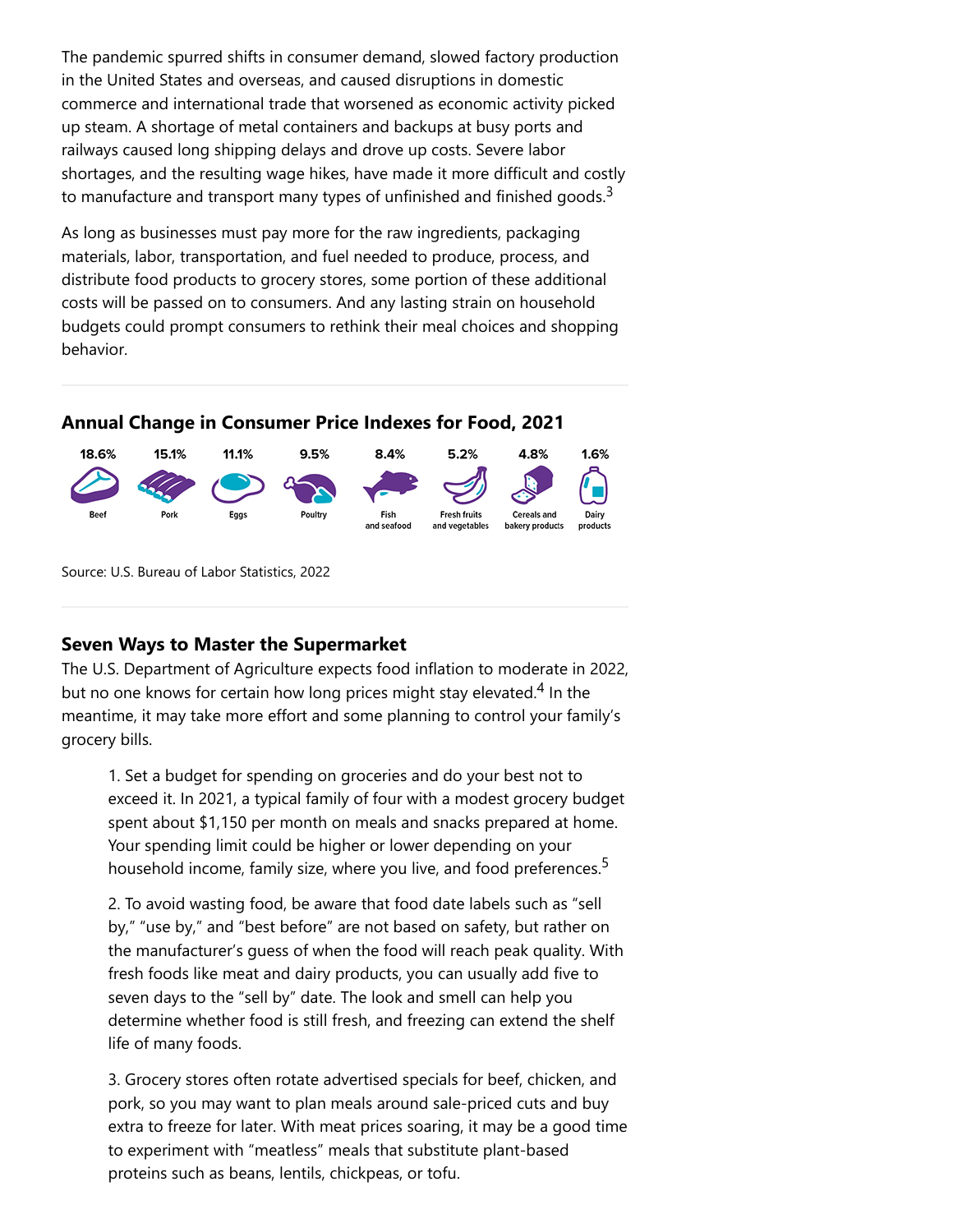The pandemic spurred shifts in consumer demand, slowed factory production in the United States and overseas, and caused disruptions in domestic commerce and international trade that worsened as economic activity picked up steam. A shortage of metal containers and backups at busy ports and railways caused long shipping delays and drove up costs. Severe labor shortages, and the resulting wage hikes, have made it more difficult and costly to manufacture and transport many types of unfinished and finished goods.[3]

As long as businesses must pay more for the raw ingredients, packaging materials, labor, transportation, and fuel needed to produce, process, and distribute food products to grocery stores, some portion of these additional costs will be passed on to consumers. And any lasting strain on household budgets could prompt consumers to rethink their meal choices and shopping behavior.

### Annual Change in Consumer Price Indexes for Food, 2021

| Beef | Pork | Eggs | Poultry | Fish and seafood | Fresh fruits and vegetables | Cereals and bakery products | Dairy products |
|---|---|---|---|---|---|---|---|
| 18.6% | 15.1% | 11.1% | 9.5% | 8.4% | 5.2% | 4.8% | 1.6% |

Source: U.S. Bureau of Labor Statistics, 2022

### Seven Ways to Master the Supermarket

The U.S. Department of Agriculture expects food inflation to moderate in 2022, but no one knows for certain how long prices might stay elevated.[4] In the meantime, it may take more effort and some planning to control your family's grocery bills.

1. Set a budget for spending on groceries and do your best not to exceed it. In 2021, a typical family of four with a modest grocery budget spent about $1,150 per month on meals and snacks prepared at home. Your spending limit could be higher or lower depending on your household income, family size, where you live, and food preferences.[5]

2. To avoid wasting food, be aware that food date labels such as "sell by," "use by," and "best before" are not based on safety, but rather on the manufacturer's guess of when the food will reach peak quality. With fresh foods like meat and dairy products, you can usually add five to seven days to the "sell by" date. The look and smell can help you determine whether food is still fresh, and freezing can extend the shelf life of many foods.

3. Grocery stores often rotate advertised specials for beef, chicken, and pork, so you may want to plan meals around sale-priced cuts and buy extra to freeze for later. With meat prices soaring, it may be a good time to experiment with "meatless" meals that substitute plant-based proteins such as beans, lentils, chickpeas, or tofu.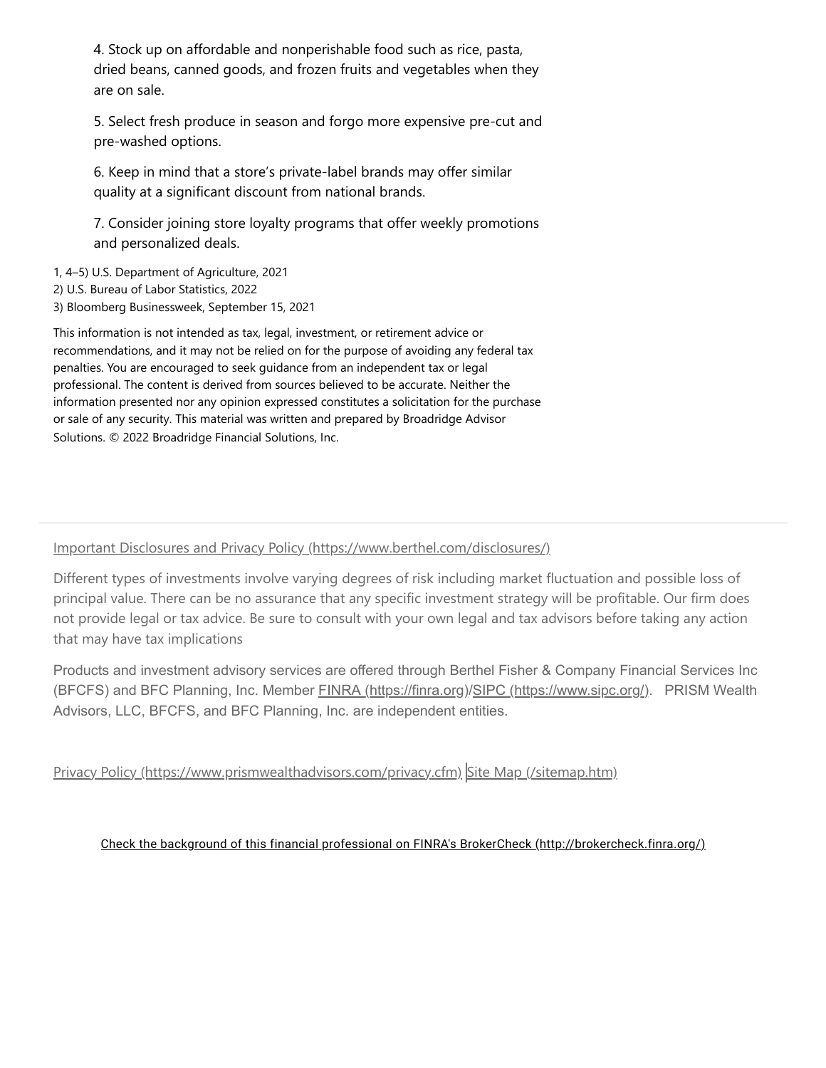4. Stock up on affordable and nonperishable food such as rice, pasta, dried beans, canned goods, and frozen fruits and vegetables when they are on sale.

5. Select fresh produce in season and forgo more expensive pre-cut and pre-washed options.

6. Keep in mind that a store's private-label brands may offer similar quality at a significant discount from national brands.

7. Consider joining store loyalty programs that offer weekly promotions and personalized deals.

1, 4–5) U.S. Department of Agriculture, 2021
2) U.S. Bureau of Labor Statistics, 2022
3) Bloomberg Businessweek, September 15, 2021

This information is not intended as tax, legal, investment, or retirement advice or recommendations, and it may not be relied on for the purpose of avoiding any federal tax penalties. You are encouraged to seek guidance from an independent tax or legal professional. The content is derived from sources believed to be accurate. Neither the information presented nor any opinion expressed constitutes a solicitation for the purchase or sale of any security. This material was written and prepared by Broadridge Advisor Solutions. © 2022 Broadridge Financial Solutions, Inc.

---

Important Disclosures and Privacy Policy (https://www.berthel.com/disclosures/)

Different types of investments involve varying degrees of risk including market fluctuation and possible loss of principal value. There can be no assurance that any specific investment strategy will be profitable. Our firm does not provide legal or tax advice. Be sure to consult with your own legal and tax advisors before taking any action that may have tax implications

Products and investment advisory services are offered through Berthel Fisher & Company Financial Services Inc (BFCFS) and BFC Planning, Inc. Member FINRA (https://finra.org)/SIPC (https://www.sipc.org/). PRISM Wealth Advisors, LLC, BFCFS, and BFC Planning, Inc. are independent entities.

Privacy Policy (https://www.prismwealthadvisors.com/privacy.cfm) | Site Map (/sitemap.htm)

Check the background of this financial professional on FINRA's BrokerCheck (http://brokercheck.finra.org/)